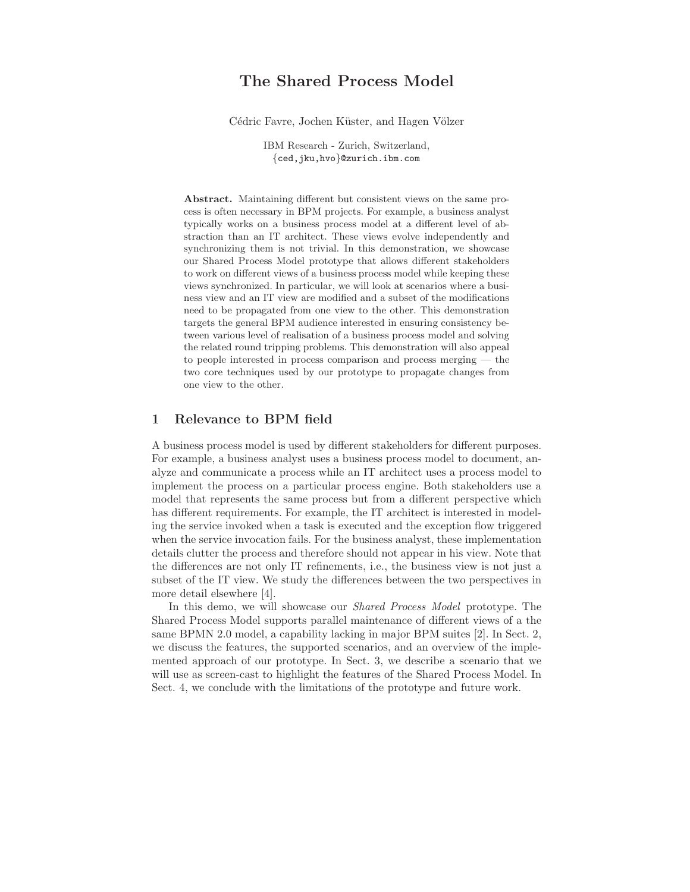# The Shared Process Model

Cédric Favre, Jochen Küster, and Hagen Völzer

IBM Research - Zurich, Switzerland,
{ced,jku,hvo}@zurich.ibm.com

**Abstract.** Maintaining different but consistent views on the same process is often necessary in BPM projects. For example, a business analyst typically works on a business process model at a different level of abstraction than an IT architect. These views evolve independently and synchronizing them is not trivial. In this demonstration, we showcase our Shared Process Model prototype that allows different stakeholders to work on different views of a business process model while keeping these views synchronized. In particular, we will look at scenarios where a business view and an IT view are modified and a subset of the modifications need to be propagated from one view to the other. This demonstration targets the general BPM audience interested in ensuring consistency between various level of realisation of a business process model and solving the related round tripping problems. This demonstration will also appeal to people interested in process comparison and process merging — the two core techniques used by our prototype to propagate changes from one view to the other.

## 1 Relevance to BPM field

A business process model is used by different stakeholders for different purposes. For example, a business analyst uses a business process model to document, analyze and communicate a process while an IT architect uses a process model to implement the process on a particular process engine. Both stakeholders use a model that represents the same process but from a different perspective which has different requirements. For example, the IT architect is interested in modeling the service invoked when a task is executed and the exception flow triggered when the service invocation fails. For the business analyst, these implementation details clutter the process and therefore should not appear in his view. Note that the differences are not only IT refinements, i.e., the business view is not just a subset of the IT view. We study the differences between the two perspectives in more detail elsewhere [4].

In this demo, we will showcase our *Shared Process Model* prototype. The Shared Process Model supports parallel maintenance of different views of a the same BPMN 2.0 model, a capability lacking in major BPM suites [2]. In Sect. 2, we discuss the features, the supported scenarios, and an overview of the implemented approach of our prototype. In Sect. 3, we describe a scenario that we will use as screen-cast to highlight the features of the Shared Process Model. In Sect. 4, we conclude with the limitations of the prototype and future work.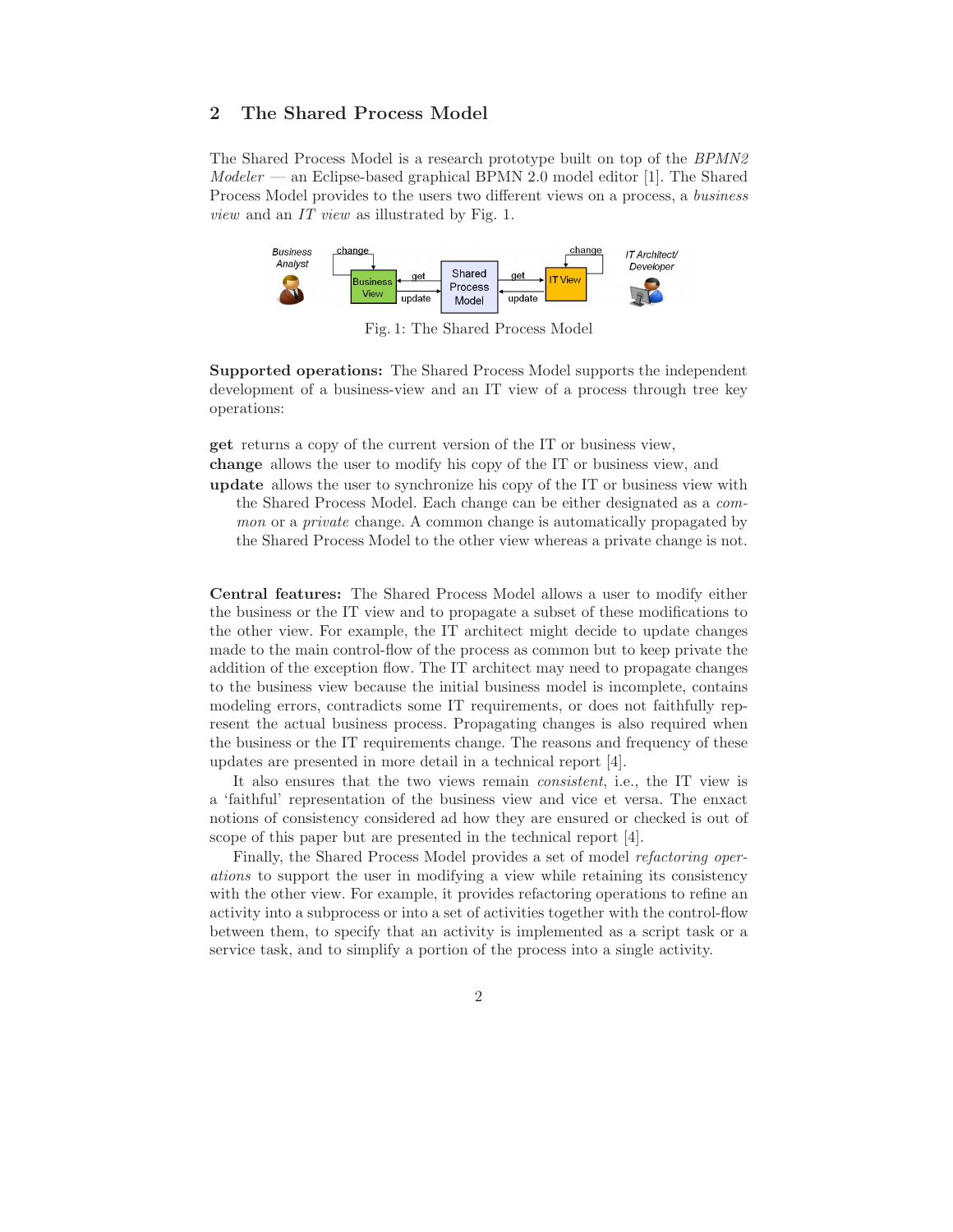## 2 The Shared Process Model

The Shared Process Model is a research prototype built on top of the *BPMN2 Modeler* — an Eclipse-based graphical BPMN 2.0 model editor [1]. The Shared Process Model provides to the users two different views on a process, a *business view* and an *IT view* as illustrated by Fig. 1.

Fig. 1: The Shared Process Model

**Supported operations:** The Shared Process Model supports the independent development of a business-view and an IT view of a process through tree key operations:

**get** returns a copy of the current version of the IT or business view,
**change** allows the user to modify his copy of the IT or business view, and
**update** allows the user to synchronize his copy of the IT or business view with the Shared Process Model. Each change can be either designated as a *common* or a *private* change. A common change is automatically propagated by the Shared Process Model to the other view whereas a private change is not.

**Central features:** The Shared Process Model allows a user to modify either the business or the IT view and to propagate a subset of these modifications to the other view. For example, the IT architect might decide to update changes made to the main control-flow of the process as common but to keep private the addition of the exception flow. The IT architect may need to propagate changes to the business view because the initial business model is incomplete, contains modeling errors, contradicts some IT requirements, or does not faithfully represent the actual business process. Propagating changes is also required when the business or the IT requirements change. The reasons and frequency of these updates are presented in more detail in a technical report [4].

It also ensures that the two views remain *consistent*, i.e., the IT view is a 'faithful' representation of the business view and vice et versa. The enxact notions of consistency considered ad how they are ensured or checked is out of scope of this paper but are presented in the technical report [4].

Finally, the Shared Process Model provides a set of model *refactoring operations* to support the user in modifying a view while retaining its consistency with the other view. For example, it provides refactoring operations to refine an activity into a subprocess or into a set of activities together with the control-flow between them, to specify that an activity is implemented as a script task or a service task, and to simplify a portion of the process into a single activity.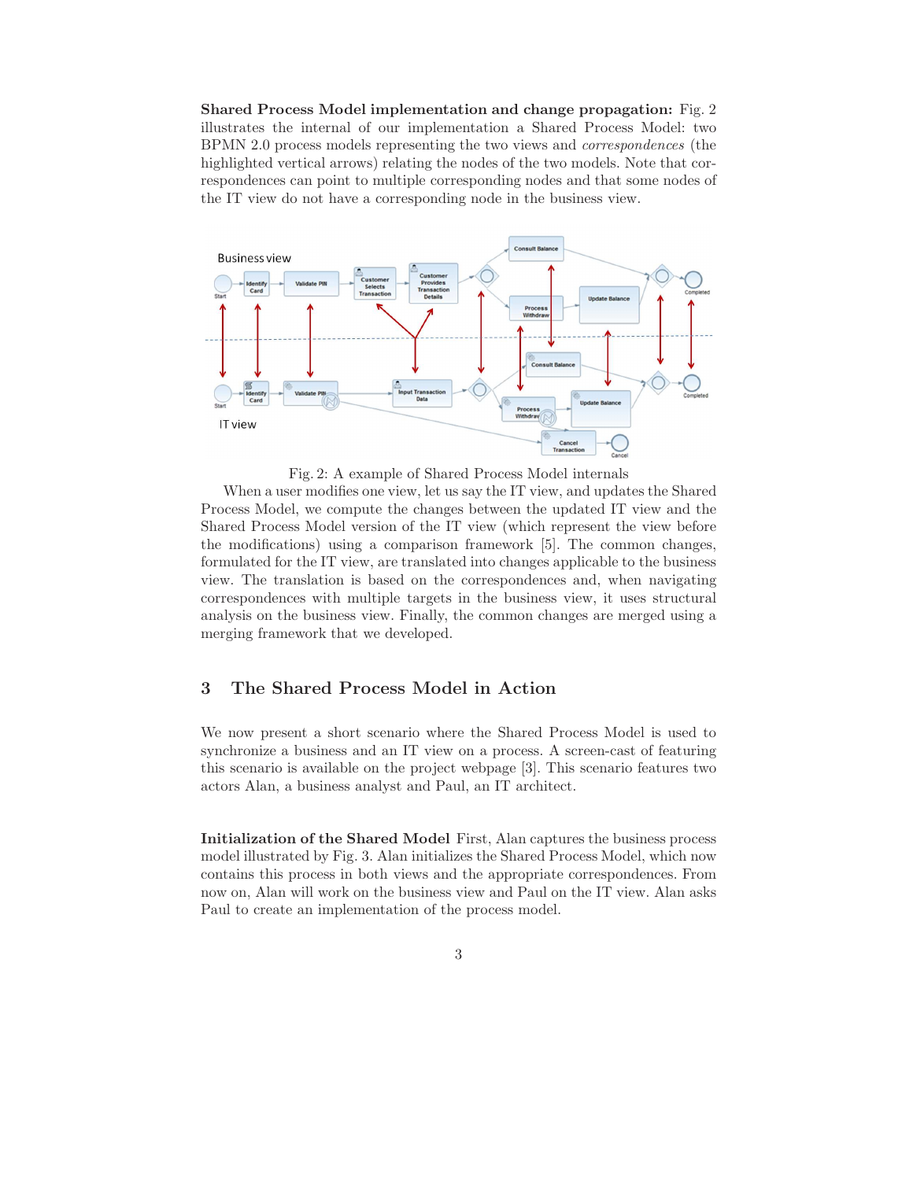**Shared Process Model implementation and change propagation:** Fig. 2 illustrates the internal of our implementation a Shared Process Model: two BPMN 2.0 process models representing the two views and *correspondences* (the highlighted vertical arrows) relating the nodes of the two models. Note that correspondences can point to multiple corresponding nodes and that some nodes of the IT view do not have a corresponding node in the business view.

Fig. 2: A example of Shared Process Model internals

When a user modifies one view, let us say the IT view, and updates the Shared Process Model, we compute the changes between the updated IT view and the Shared Process Model version of the IT view (which represent the view before the modifications) using a comparison framework [5]. The common changes, formulated for the IT view, are translated into changes applicable to the business view. The translation is based on the correspondences and, when navigating correspondences with multiple targets in the business view, it uses structural analysis on the business view. Finally, the common changes are merged using a merging framework that we developed.

## 3 The Shared Process Model in Action

We now present a short scenario where the Shared Process Model is used to synchronize a business and an IT view on a process. A screen-cast of featuring this scenario is available on the project webpage [3]. This scenario features two actors Alan, a business analyst and Paul, an IT architect.

**Initialization of the Shared Model** First, Alan captures the business process model illustrated by Fig. 3. Alan initializes the Shared Process Model, which now contains this process in both views and the appropriate correspondences. From now on, Alan will work on the business view and Paul on the IT view. Alan asks Paul to create an implementation of the process model.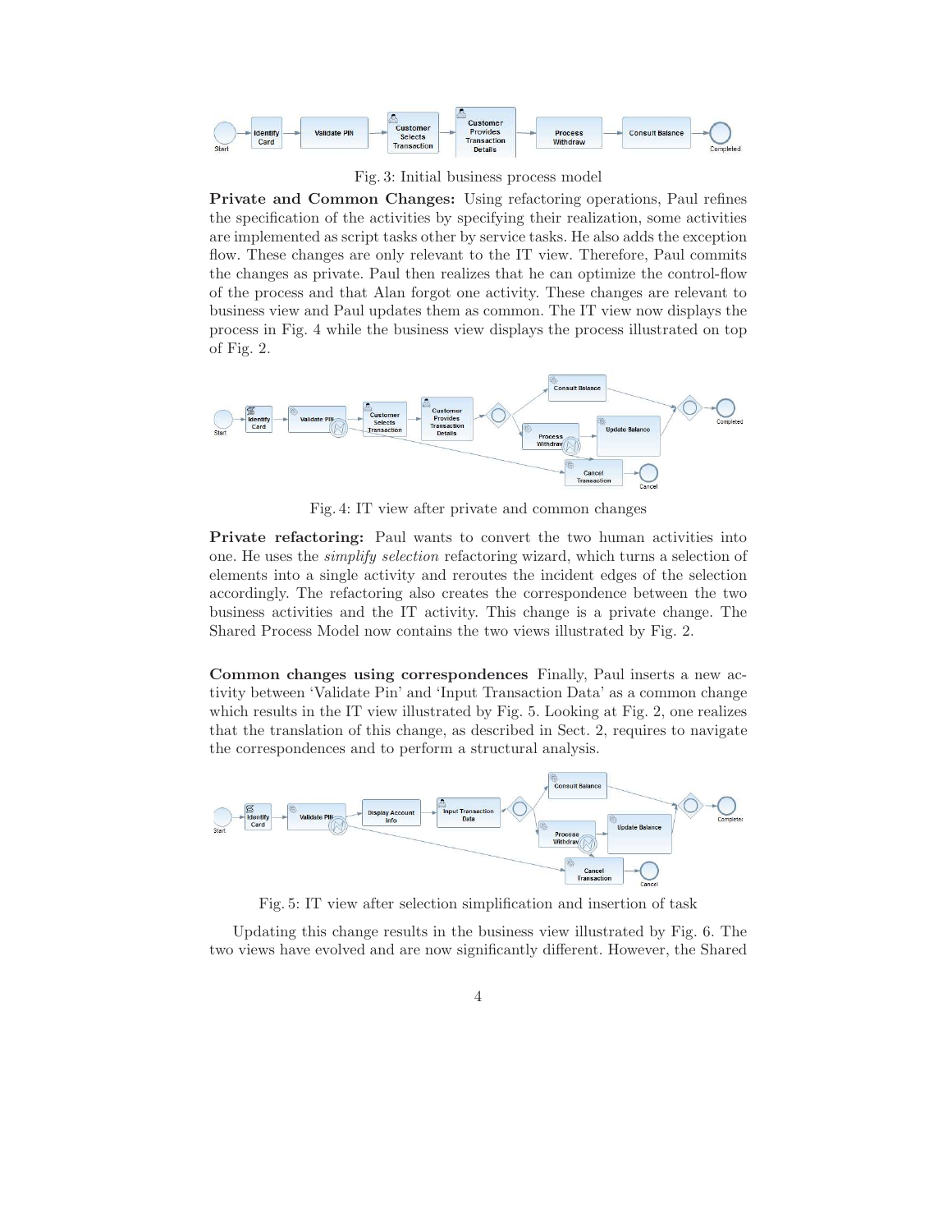Fig. 3: Initial business process model

**Private and Common Changes:** Using refactoring operations, Paul refines the specification of the activities by specifying their realization, some activities are implemented as script tasks other by service tasks. He also adds the exception flow. These changes are only relevant to the IT view. Therefore, Paul commits the changes as private. Paul then realizes that he can optimize the control-flow of the process and that Alan forgot one activity. These changes are relevant to business view and Paul updates them as common. The IT view now displays the process in Fig. 4 while the business view displays the process illustrated on top of Fig. 2.

Fig. 4: IT view after private and common changes

**Private refactoring:** Paul wants to convert the two human activities into one. He uses the *simplify selection* refactoring wizard, which turns a selection of elements into a single activity and reroutes the incident edges of the selection accordingly. The refactoring also creates the correspondence between the two business activities and the IT activity. This change is a private change. The Shared Process Model now contains the two views illustrated by Fig. 2.

**Common changes using correspondences** Finally, Paul inserts a new activity between 'Validate Pin' and 'Input Transaction Data' as a common change which results in the IT view illustrated by Fig. 5. Looking at Fig. 2, one realizes that the translation of this change, as described in Sect. 2, requires to navigate the correspondences and to perform a structural analysis.

Fig. 5: IT view after selection simplification and insertion of task

Updating this change results in the business view illustrated by Fig. 6. The two views have evolved and are now significantly different. However, the Shared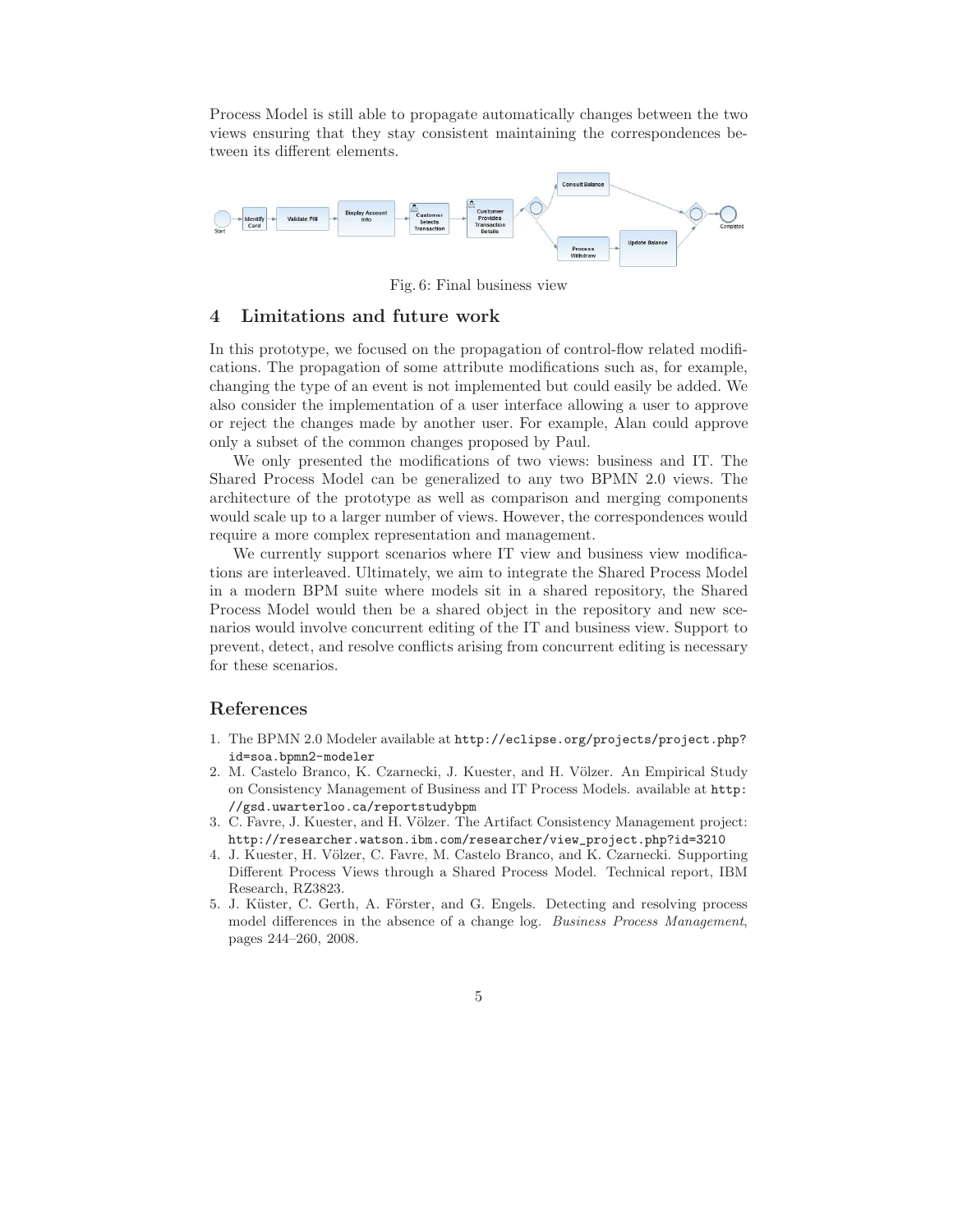Process Model is still able to propagate automatically changes between the two views ensuring that they stay consistent maintaining the correspondences between its different elements.

Start
Identify Card
Validate PIN
Display Account Info
Customer Selects Transaction
Customer Provides Transaction Details
Consult Balance
Process Withdraw
Update Balance
Completed

Fig. 6: Final business view

## 4 Limitations and future work

In this prototype, we focused on the propagation of control-flow related modifications. The propagation of some attribute modifications such as, for example, changing the type of an event is not implemented but could easily be added. We also consider the implementation of a user interface allowing a user to approve or reject the changes made by another user. For example, Alan could approve only a subset of the common changes proposed by Paul.

We only presented the modifications of two views: business and IT. The Shared Process Model can be generalized to any two BPMN 2.0 views. The architecture of the prototype as well as comparison and merging components would scale up to a larger number of views. However, the correspondences would require a more complex representation and management.

We currently support scenarios where IT view and business view modifications are interleaved. Ultimately, we aim to integrate the Shared Process Model in a modern BPM suite where models sit in a shared repository, the Shared Process Model would then be a shared object in the repository and new scenarios would involve concurrent editing of the IT and business view. Support to prevent, detect, and resolve conflicts arising from concurrent editing is necessary for these scenarios.

## References

1. The BPMN 2.0 Modeler available at `http://eclipse.org/projects/project.php?id=soa.bpmn2-modeler`
2. M. Castelo Branco, K. Czarnecki, J. Kuester, and H. Völzer. An Empirical Study on Consistency Management of Business and IT Process Models. available at `http://gsd.uwarterloo.ca/reportstudybpm`
3. C. Favre, J. Kuester, and H. Völzer. The Artifact Consistency Management project: `http://researcher.watson.ibm.com/researcher/view_project.php?id=3210`
4. J. Kuester, H. Völzer, C. Favre, M. Castelo Branco, and K. Czarnecki. Supporting Different Process Views through a Shared Process Model. Technical report, IBM Research, RZ3823.
5. J. Küster, C. Gerth, A. Förster, and G. Engels. Detecting and resolving process model differences in the absence of a change log. *Business Process Management*, pages 244–260, 2008.